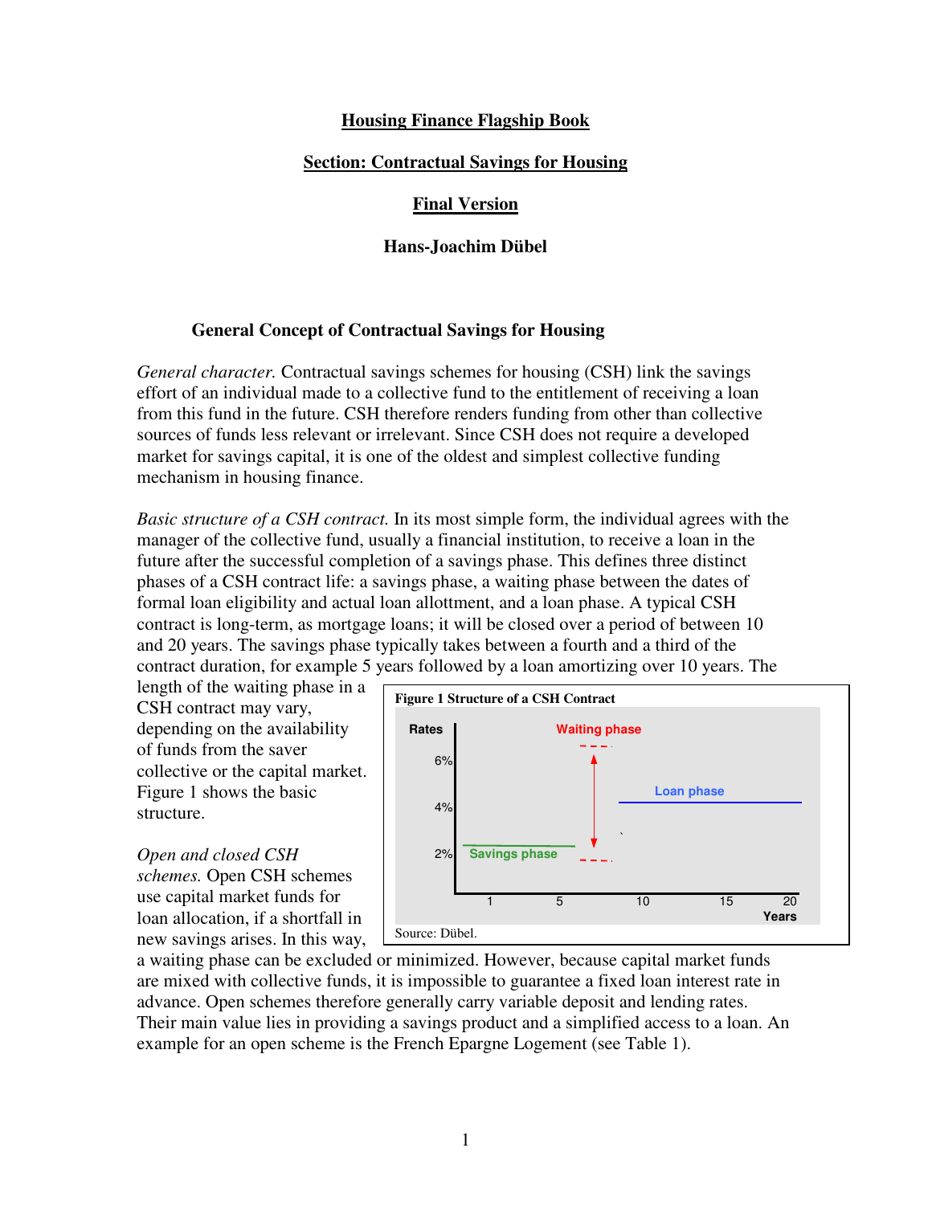# Housing Finance Flagship Book

## Section: Contractual Savings for Housing

## Final Version

**Hans-Joachim Dübel**

### General Concept of Contractual Savings for Housing

*General character.* Contractual savings schemes for housing (CSH) link the savings effort of an individual made to a collective fund to the entitlement of receiving a loan from this fund in the future. CSH therefore renders funding from other than collective sources of funds less relevant or irrelevant. Since CSH does not require a developed market for savings capital, it is one of the oldest and simplest collective funding mechanism in housing finance.

*Basic structure of a CSH contract.* In its most simple form, the individual agrees with the manager of the collective fund, usually a financial institution, to receive a loan in the future after the successful completion of a savings phase. This defines three distinct phases of a CSH contract life: a savings phase, a waiting phase between the dates of formal loan eligibility and actual loan allottment, and a loan phase. A typical CSH contract is long-term, as mortgage loans; it will be closed over a period of between 10 and 20 years. The savings phase typically takes between a fourth and a third of the contract duration, for example 5 years followed by a loan amortizing over 10 years. The length of the waiting phase in a CSH contract may vary, depending on the availability of funds from the saver collective or the capital market. Figure 1 shows the basic structure.

**Figure 1 Structure of a CSH Contract**

Source: Dübel.

*Open and closed CSH schemes.* Open CSH schemes use capital market funds for loan allocation, if a shortfall in new savings arises. In this way, a waiting phase can be excluded or minimized. However, because capital market funds are mixed with collective funds, it is impossible to guarantee a fixed loan interest rate in advance. Open schemes therefore generally carry variable deposit and lending rates. Their main value lies in providing a savings product and a simplified access to a loan. An example for an open scheme is the French Epargne Logement (see Table 1).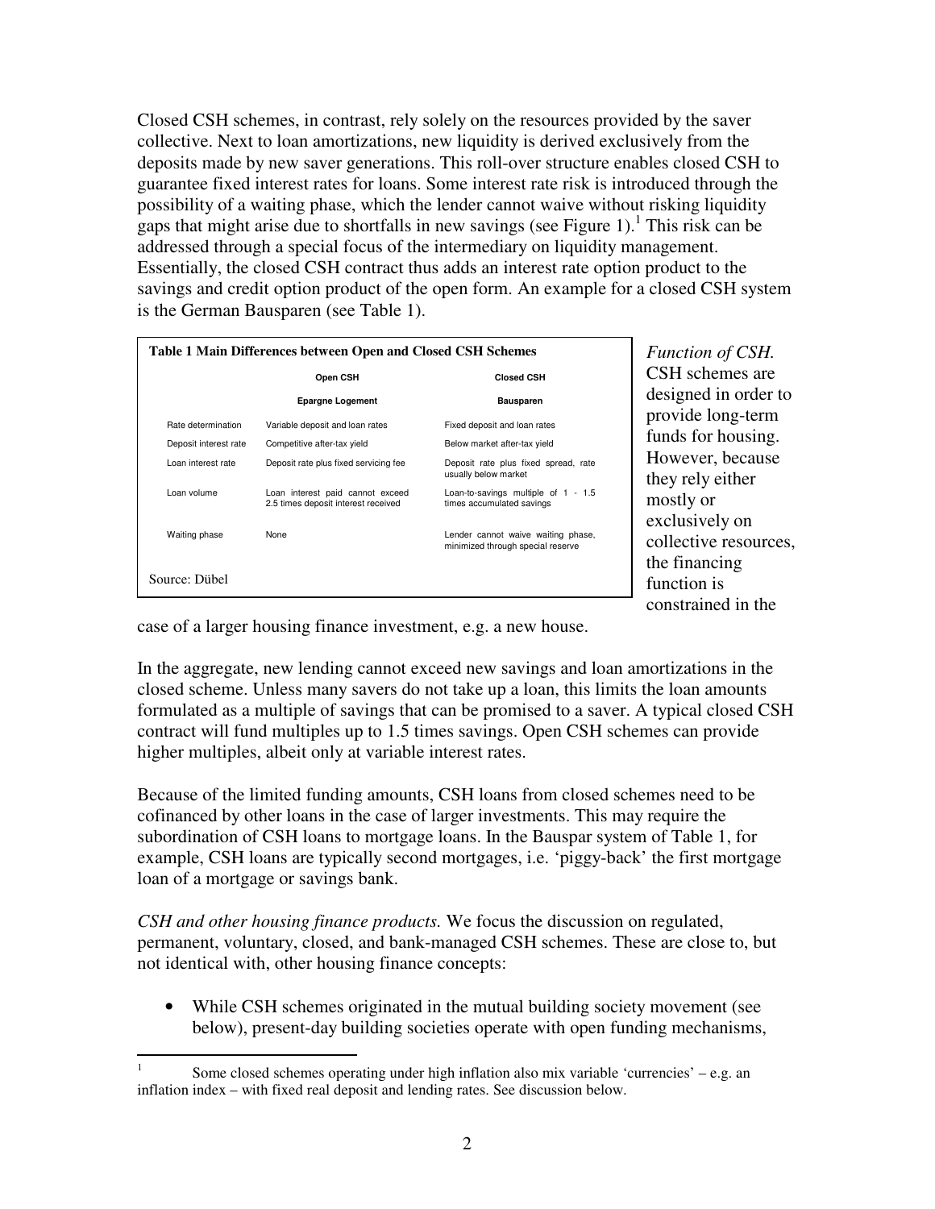Closed CSH schemes, in contrast, rely solely on the resources provided by the saver collective. Next to loan amortizations, new liquidity is derived exclusively from the deposits made by new saver generations. This roll-over structure enables closed CSH to guarantee fixed interest rates for loans. Some interest rate risk is introduced through the possibility of a waiting phase, which the lender cannot waive without risking liquidity gaps that might arise due to shortfalls in new savings (see Figure 1).[1] This risk can be addressed through a special focus of the intermediary on liquidity management. Essentially, the closed CSH contract thus adds an interest rate option product to the savings and credit option product of the open form. An example for a closed CSH system is the German Bausparen (see Table 1).

**Table 1 Main Differences between Open and Closed CSH Schemes**

| | Open CSH | Closed CSH |
|---|---|---|
| | Epargne Logement | Bausparen |
| Rate determination | Variable deposit and loan rates | Fixed deposit and loan rates |
| Deposit interest rate | Competitive after-tax yield | Below market after-tax yield |
| Loan interest rate | Deposit rate plus fixed servicing fee | Deposit rate plus fixed spread, rate usually below market |
| Loan volume | Loan interest paid cannot exceed 2.5 times deposit interest received | Loan-to-savings multiple of 1 - 1.5 times accumulated savings |
| Waiting phase | None | Lender cannot waive waiting phase, minimized through special reserve |

Source: Dübel

*Function of CSH.* CSH schemes are designed in order to provide long-term funds for housing. However, because they rely either mostly or exclusively on collective resources, the financing function is constrained in the case of a larger housing finance investment, e.g. a new house.

In the aggregate, new lending cannot exceed new savings and loan amortizations in the closed scheme. Unless many savers do not take up a loan, this limits the loan amounts formulated as a multiple of savings that can be promised to a saver. A typical closed CSH contract will fund multiples up to 1.5 times savings. Open CSH schemes can provide higher multiples, albeit only at variable interest rates.

Because of the limited funding amounts, CSH loans from closed schemes need to be cofinanced by other loans in the case of larger investments. This may require the subordination of CSH loans to mortgage loans. In the Bauspar system of Table 1, for example, CSH loans are typically second mortgages, i.e. 'piggy-back' the first mortgage loan of a mortgage or savings bank.

*CSH and other housing finance products.* We focus the discussion on regulated, permanent, voluntary, closed, and bank-managed CSH schemes. These are close to, but not identical with, other housing finance concepts:

- While CSH schemes originated in the mutual building society movement (see below), present-day building societies operate with open funding mechanisms,

---

[1] Some closed schemes operating under high inflation also mix variable 'currencies' – e.g. an inflation index – with fixed real deposit and lending rates. See discussion below.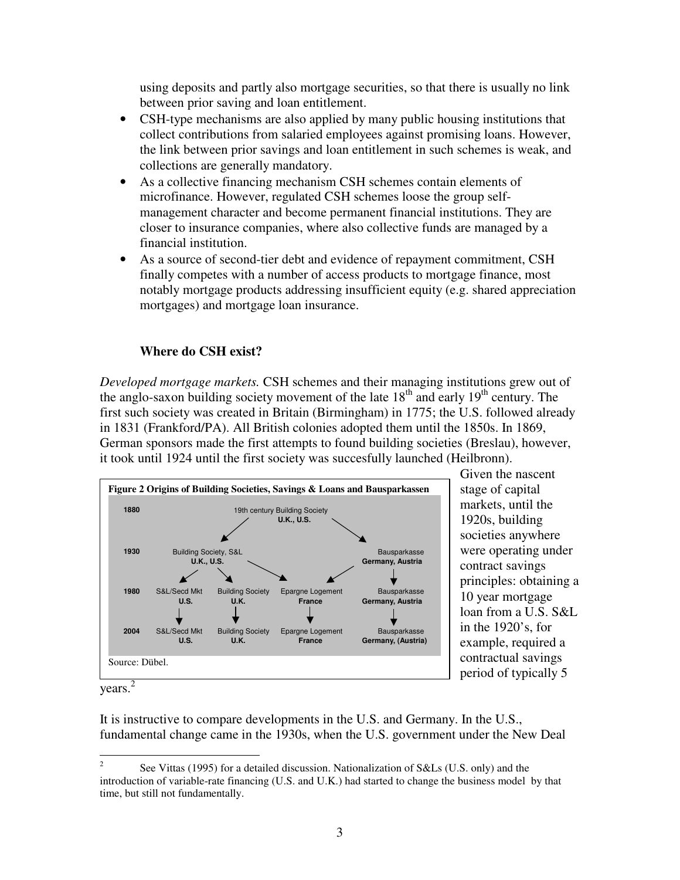using deposits and partly also mortgage securities, so that there is usually no link between prior saving and loan entitlement.

- CSH-type mechanisms are also applied by many public housing institutions that collect contributions from salaried employees against promising loans. However, the link between prior savings and loan entitlement in such schemes is weak, and collections are generally mandatory.
- As a collective financing mechanism CSH schemes contain elements of microfinance. However, regulated CSH schemes loose the group self-management character and become permanent financial institutions. They are closer to insurance companies, where also collective funds are managed by a financial institution.
- As a source of second-tier debt and evidence of repayment commitment, CSH finally competes with a number of access products to mortgage finance, most notably mortgage products addressing insufficient equity (e.g. shared appreciation mortgages) and mortgage loan insurance.

### Where do CSH exist?

*Developed mortgage markets.* CSH schemes and their managing institutions grew out of the anglo-saxon building society movement of the late 18[th] and early 19[th] century. The first such society was created in Britain (Birmingham) in 1775; the U.S. followed already in 1831 (Frankford/PA). All British colonies adopted them until the 1850s. In 1869, German sponsors made the first attempts to found building societies (Breslau), however, it took until 1924 until the first society was succesfully launched (Heilbronn).

**Figure 2 Origins of Building Societies, Savings & Loans and Bausparkassen**

| Year | | | | |
|---|---|---|---|---|
| 1880 | 19th century Building Society **U.K., U.S.** | | | |
| 1930 | Building Society, S&L **U.K., U.S.** | | | Bausparkasse **Germany, Austria** |
| 1980 | S&L/Secd Mkt **U.S.** | Building Society **U.K.** | Epargne Logement **France** | Bausparkasse **Germany, Austria** |
| 2004 | S&L/Secd Mkt **U.S.** | Building Society **U.K.** | Epargne Logement **France** | Bausparkasse **Germany, (Austria)** |

Source: Dübel.

Given the nascent stage of capital markets, until the 1920s, building societies anywhere were operating under contract savings principles: obtaining a 10 year mortgage loan from a U.S. S&L in the 1920's, for example, required a contractual savings period of typically 5 years.[2]

It is instructive to compare developments in the U.S. and Germany. In the U.S., fundamental change came in the 1930s, when the U.S. government under the New Deal

---

[2] See Vittas (1995) for a detailed discussion. Nationalization of S&Ls (U.S. only) and the introduction of variable-rate financing (U.S. and U.K.) had started to change the business model by that time, but still not fundamentally.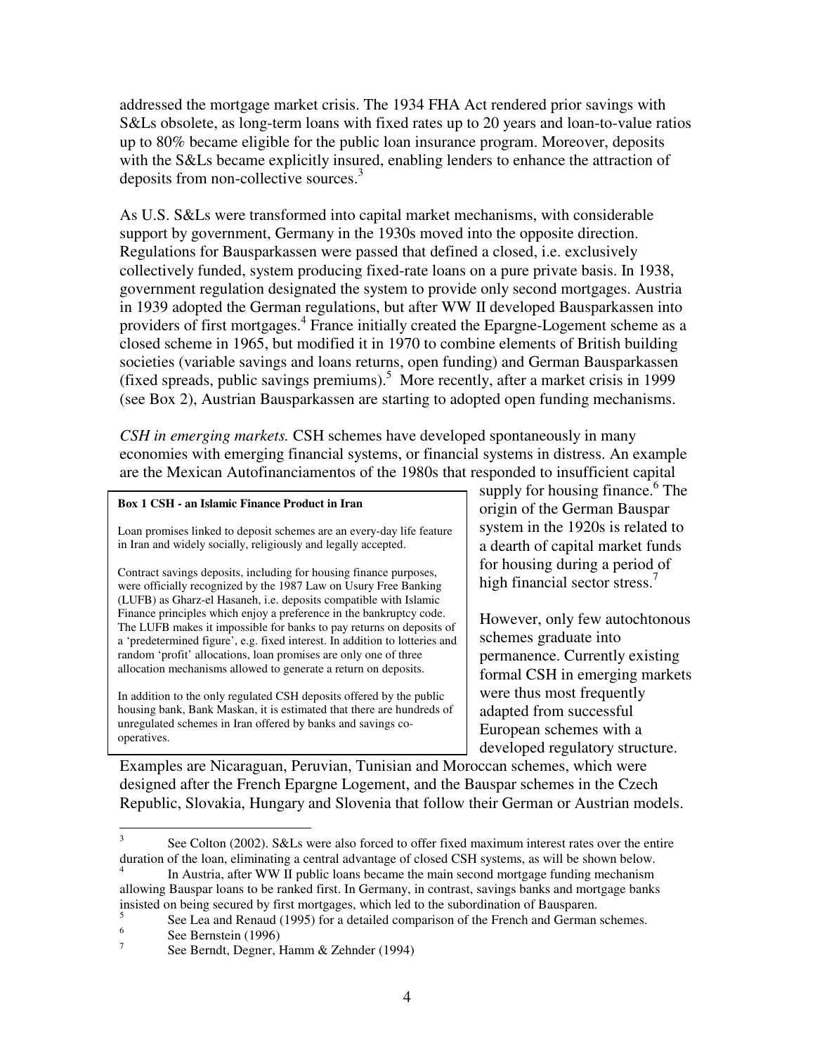addressed the mortgage market crisis. The 1934 FHA Act rendered prior savings with S&Ls obsolete, as long-term loans with fixed rates up to 20 years and loan-to-value ratios up to 80% became eligible for the public loan insurance program. Moreover, deposits with the S&Ls became explicitly insured, enabling lenders to enhance the attraction of deposits from non-collective sources.[3]

As U.S. S&Ls were transformed into capital market mechanisms, with considerable support by government, Germany in the 1930s moved into the opposite direction. Regulations for Bausparkassen were passed that defined a closed, i.e. exclusively collectively funded, system producing fixed-rate loans on a pure private basis. In 1938, government regulation designated the system to provide only second mortgages. Austria in 1939 adopted the German regulations, but after WW II developed Bausparkassen into providers of first mortgages.[4] France initially created the Epargne-Logement scheme as a closed scheme in 1965, but modified it in 1970 to combine elements of British building societies (variable savings and loans returns, open funding) and German Bausparkassen (fixed spreads, public savings premiums).[5] More recently, after a market crisis in 1999 (see Box 2), Austrian Bausparkassen are starting to adopted open funding mechanisms.

*CSH in emerging markets.* CSH schemes have developed spontaneously in many economies with emerging financial systems, or financial systems in distress. An example are the Mexican Autofinanciamentos of the 1980s that responded to insufficient capital supply for housing finance.[6] The origin of the German Bauspar system in the 1920s is related to a dearth of capital market funds for housing during a period of high financial sector stress.[7]

However, only few autochtonous schemes graduate into permanence. Currently existing formal CSH in emerging markets were thus most frequently adapted from successful European schemes with a developed regulatory structure. Examples are Nicaraguan, Peruvian, Tunisian and Moroccan schemes, which were designed after the French Epargne Logement, and the Bauspar schemes in the Czech Republic, Slovakia, Hungary and Slovenia that follow their German or Austrian models.

> **Box 1 CSH - an Islamic Finance Product in Iran**
>
> Loan promises linked to deposit schemes are an every-day life feature in Iran and widely socially, religiously and legally accepted.
>
> Contract savings deposits, including for housing finance purposes, were officially recognized by the 1987 Law on Usury Free Banking (LUFB) as Gharz-el Hasaneh, i.e. deposits compatible with Islamic Finance principles which enjoy a preference in the bankruptcy code. The LUFB makes it impossible for banks to pay returns on deposits of a 'predetermined figure', e.g. fixed interest. In addition to lotteries and random 'profit' allocations, loan promises are only one of three allocation mechanisms allowed to generate a return on deposits.
>
> In addition to the only regulated CSH deposits offered by the public housing bank, Bank Maskan, it is estimated that there are hundreds of unregulated schemes in Iran offered by banks and savings co-operatives.

---

[3] See Colton (2002). S&Ls were also forced to offer fixed maximum interest rates over the entire duration of the loan, eliminating a central advantage of closed CSH systems, as will be shown below.

[4] In Austria, after WW II public loans became the main second mortgage funding mechanism allowing Bauspar loans to be ranked first. In Germany, in contrast, savings banks and mortgage banks insisted on being secured by first mortgages, which led to the subordination of Bausparen.

[5] See Lea and Renaud (1995) for a detailed comparison of the French and German schemes.

[6] See Bernstein (1996)

[7] See Berndt, Degner, Hamm & Zehnder (1994)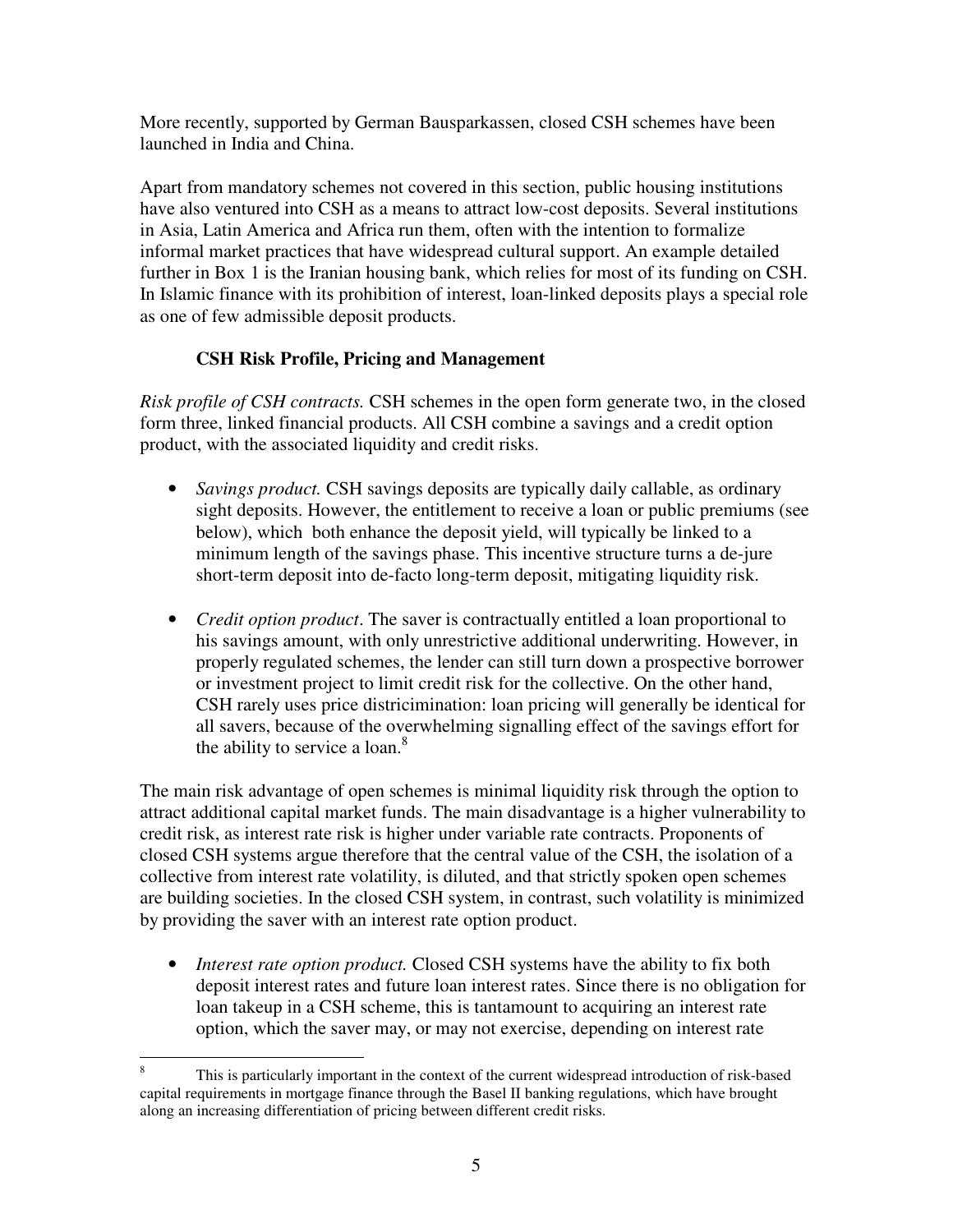More recently, supported by German Bausparkassen, closed CSH schemes have been launched in India and China.

Apart from mandatory schemes not covered in this section, public housing institutions have also ventured into CSH as a means to attract low-cost deposits. Several institutions in Asia, Latin America and Africa run them, often with the intention to formalize informal market practices that have widespread cultural support. An example detailed further in Box 1 is the Iranian housing bank, which relies for most of its funding on CSH. In Islamic finance with its prohibition of interest, loan-linked deposits plays a special role as one of few admissible deposit products.

### CSH Risk Profile, Pricing and Management

*Risk profile of CSH contracts.* CSH schemes in the open form generate two, in the closed form three, linked financial products. All CSH combine a savings and a credit option product, with the associated liquidity and credit risks.

- *Savings product.* CSH savings deposits are typically daily callable, as ordinary sight deposits. However, the entitlement to receive a loan or public premiums (see below), which both enhance the deposit yield, will typically be linked to a minimum length of the savings phase. This incentive structure turns a de-jure short-term deposit into de-facto long-term deposit, mitigating liquidity risk.

- *Credit option product*. The saver is contractually entitled a loan proportional to his savings amount, with only unrestrictive additional underwriting. However, in properly regulated schemes, the lender can still turn down a prospective borrower or investment project to limit credit risk for the collective. On the other hand, CSH rarely uses price districimination: loan pricing will generally be identical for all savers, because of the overwhelming signalling effect of the savings effort for the ability to service a loan.[8]

The main risk advantage of open schemes is minimal liquidity risk through the option to attract additional capital market funds. The main disadvantage is a higher vulnerability to credit risk, as interest rate risk is higher under variable rate contracts. Proponents of closed CSH systems argue therefore that the central value of the CSH, the isolation of a collective from interest rate volatility, is diluted, and that strictly spoken open schemes are building societies. In the closed CSH system, in contrast, such volatility is minimized by providing the saver with an interest rate option product.

- *Interest rate option product.* Closed CSH systems have the ability to fix both deposit interest rates and future loan interest rates. Since there is no obligation for loan takeup in a CSH scheme, this is tantamount to acquiring an interest rate option, which the saver may, or may not exercise, depending on interest rate

---

[8] This is particularly important in the context of the current widespread introduction of risk-based capital requirements in mortgage finance through the Basel II banking regulations, which have brought along an increasing differentiation of pricing between different credit risks.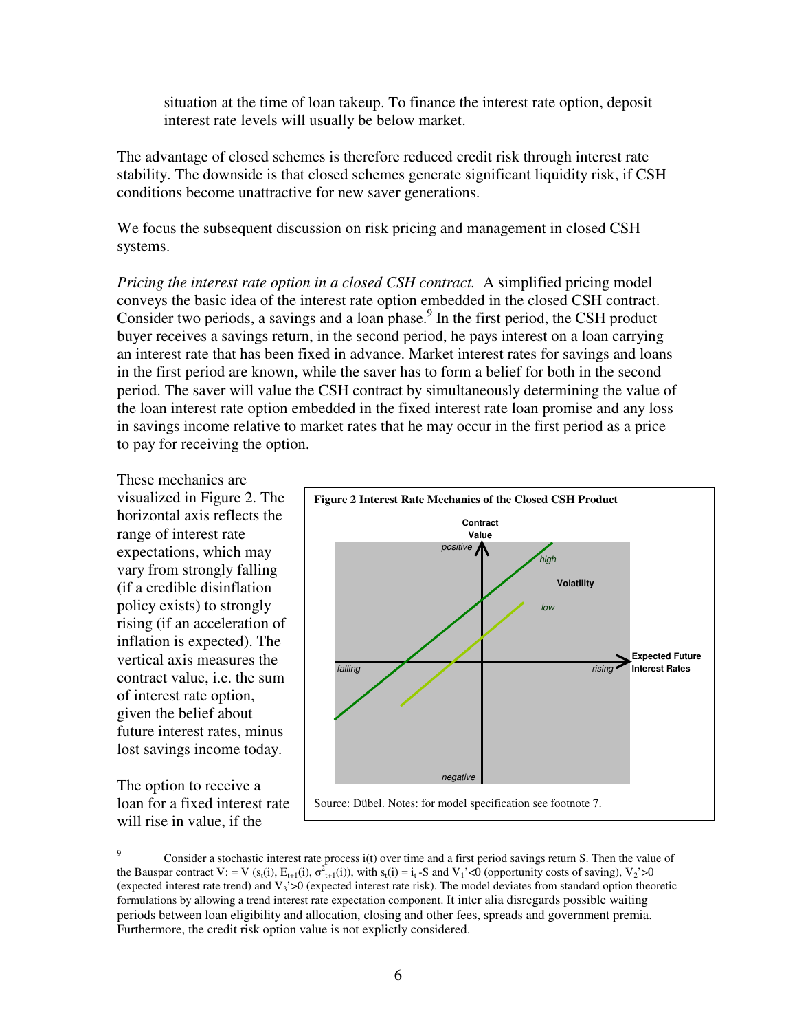situation at the time of loan takeup. To finance the interest rate option, deposit interest rate levels will usually be below market.

The advantage of closed schemes is therefore reduced credit risk through interest rate stability. The downside is that closed schemes generate significant liquidity risk, if CSH conditions become unattractive for new saver generations.

We focus the subsequent discussion on risk pricing and management in closed CSH systems.

*Pricing the interest rate option in a closed CSH contract.* A simplified pricing model conveys the basic idea of the interest rate option embedded in the closed CSH contract. Consider two periods, a savings and a loan phase.[9] In the first period, the CSH product buyer receives a savings return, in the second period, he pays interest on a loan carrying an interest rate that has been fixed in advance. Market interest rates for savings and loans in the first period are known, while the saver has to form a belief for both in the second period. The saver will value the CSH contract by simultaneously determining the value of the loan interest rate option embedded in the fixed interest rate loan promise and any loss in savings income relative to market rates that he may occur in the first period as a price to pay for receiving the option.

These mechanics are visualized in Figure 2. The horizontal axis reflects the range of interest rate expectations, which may vary from strongly falling (if a credible disinflation policy exists) to strongly rising (if an acceleration of inflation is expected). The vertical axis measures the contract value, i.e. the sum of interest rate option, given the belief about future interest rates, minus lost savings income today.

**Figure 2 Interest Rate Mechanics of the Closed CSH Product**

Source: Dübel. Notes: for model specification see footnote 7.

The option to receive a loan for a fixed interest rate will rise in value, if the

---

[9] Consider a stochastic interest rate process i(t) over time and a first period savings return S. Then the value of the Bauspar contract V: = V ($s_t(i)$, $E_{t+1}(i)$, $\sigma^2_{t+1}(i)$), with $s_t(i) = i_t - S$ and $V_1' < 0$ (opportunity costs of saving), $V_2' > 0$ (expected interest rate trend) and $V_3' > 0$ (expected interest rate risk). The model deviates from standard option theoretic formulations by allowing a trend interest rate expectation component. It inter alia disregards possible waiting periods between loan eligibility and allocation, closing and other fees, spreads and government premia. Furthermore, the credit risk option value is not explictly considered.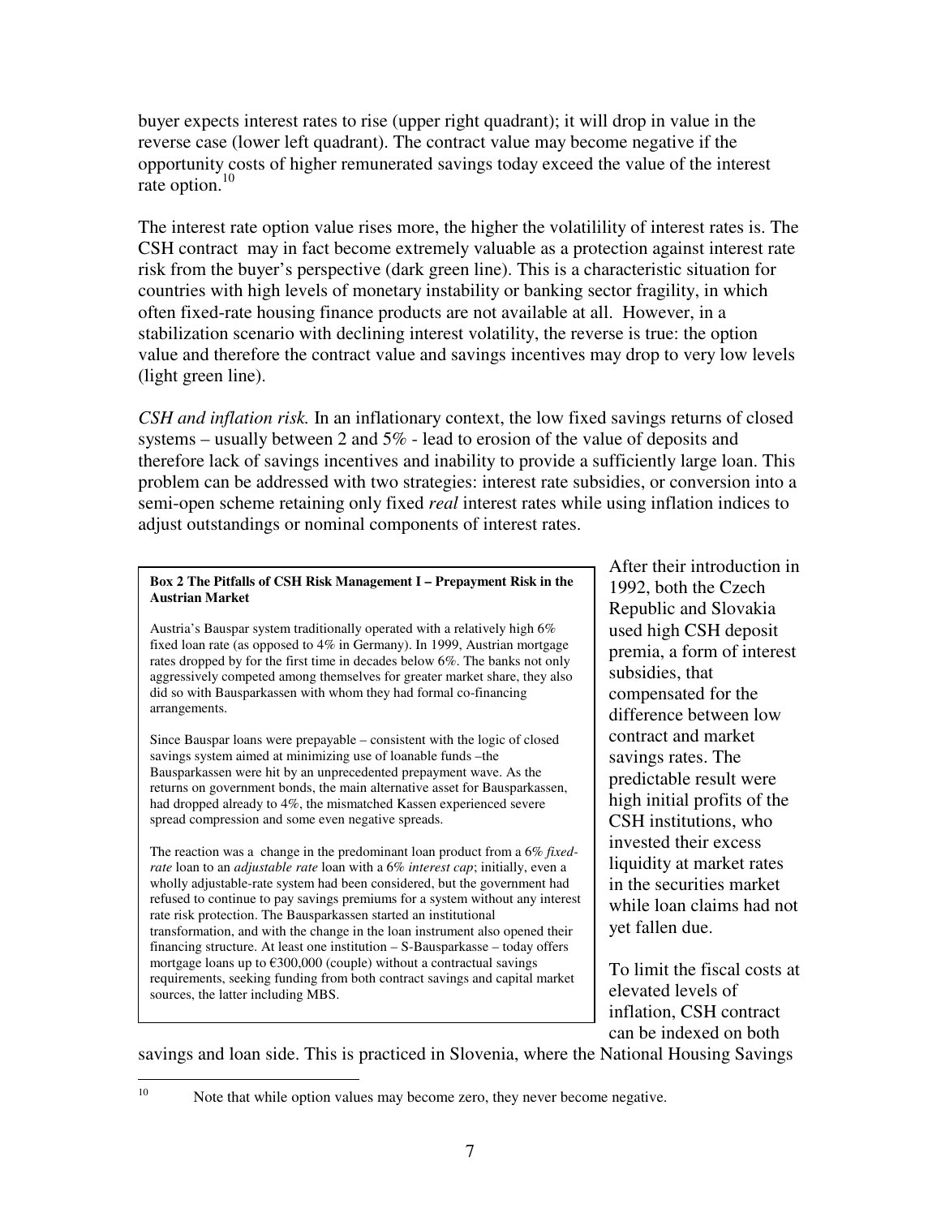buyer expects interest rates to rise (upper right quadrant); it will drop in value in the reverse case (lower left quadrant). The contract value may become negative if the opportunity costs of higher remunerated savings today exceed the value of the interest rate option.[10]

The interest rate option value rises more, the higher the volatilility of interest rates is. The CSH contract may in fact become extremely valuable as a protection against interest rate risk from the buyer's perspective (dark green line). This is a characteristic situation for countries with high levels of monetary instability or banking sector fragility, in which often fixed-rate housing finance products are not available at all. However, in a stabilization scenario with declining interest volatility, the reverse is true: the option value and therefore the contract value and savings incentives may drop to very low levels (light green line).

*CSH and inflation risk.* In an inflationary context, the low fixed savings returns of closed systems – usually between 2 and 5% - lead to erosion of the value of deposits and therefore lack of savings incentives and inability to provide a sufficiently large loan. This problem can be addressed with two strategies: interest rate subsidies, or conversion into a semi-open scheme retaining only fixed *real* interest rates while using inflation indices to adjust outstandings or nominal components of interest rates.

> **Box 2 The Pitfalls of CSH Risk Management I – Prepayment Risk in the Austrian Market**
>
> Austria's Bauspar system traditionally operated with a relatively high 6% fixed loan rate (as opposed to 4% in Germany). In 1999, Austrian mortgage rates dropped by for the first time in decades below 6%. The banks not only aggressively competed among themselves for greater market share, they also did so with Bausparkassen with whom they had formal co-financing arrangements.
>
> Since Bauspar loans were prepayable – consistent with the logic of closed savings system aimed at minimizing use of loanable funds –the Bausparkassen were hit by an unprecedented prepayment wave. As the returns on government bonds, the main alternative asset for Bausparkassen, had dropped already to 4%, the mismatched Kassen experienced severe spread compression and some even negative spreads.
>
> The reaction was a change in the predominant loan product from a 6% *fixed-rate* loan to an *adjustable rate* loan with a 6% *interest cap*; initially, even a wholly adjustable-rate system had been considered, but the government had refused to continue to pay savings premiums for a system without any interest rate risk protection. The Bausparkassen started an institutional transformation, and with the change in the loan instrument also opened their financing structure. At least one institution – S-Bausparkasse – today offers mortgage loans up to €300,000 (couple) without a contractual savings requirements, seeking funding from both contract savings and capital market sources, the latter including MBS.

After their introduction in 1992, both the Czech Republic and Slovakia used high CSH deposit premia, a form of interest subsidies, that compensated for the difference between low contract and market savings rates. The predictable result were high initial profits of the CSH institutions, who invested their excess liquidity at market rates in the securities market while loan claims had not yet fallen due.

To limit the fiscal costs at elevated levels of inflation, CSH contract can be indexed on both savings and loan side. This is practiced in Slovenia, where the National Housing Savings

---

[10] Note that while option values may become zero, they never become negative.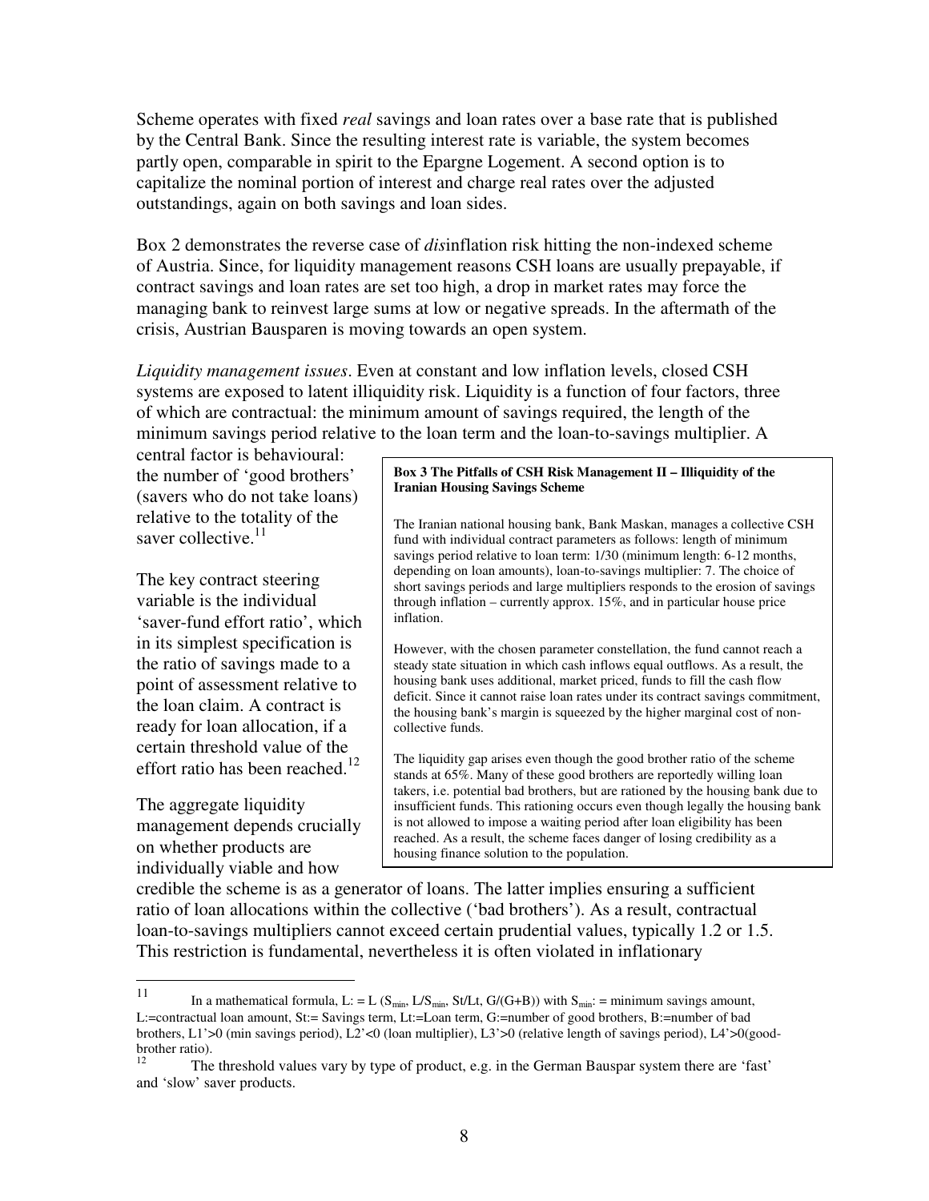Scheme operates with fixed *real* savings and loan rates over a base rate that is published by the Central Bank. Since the resulting interest rate is variable, the system becomes partly open, comparable in spirit to the Epargne Logement. A second option is to capitalize the nominal portion of interest and charge real rates over the adjusted outstandings, again on both savings and loan sides.

Box 2 demonstrates the reverse case of *dis*inflation risk hitting the non-indexed scheme of Austria. Since, for liquidity management reasons CSH loans are usually prepayable, if contract savings and loan rates are set too high, a drop in market rates may force the managing bank to reinvest large sums at low or negative spreads. In the aftermath of the crisis, Austrian Bausparen is moving towards an open system.

*Liquidity management issues*. Even at constant and low inflation levels, closed CSH systems are exposed to latent illiquidity risk. Liquidity is a function of four factors, three of which are contractual: the minimum amount of savings required, the length of the minimum savings period relative to the loan term and the loan-to-savings multiplier. A central factor is behavioural: the number of 'good brothers' (savers who do not take loans) relative to the totality of the saver collective.[11]

The key contract steering variable is the individual 'saver-fund effort ratio', which in its simplest specification is the ratio of savings made to a point of assessment relative to the loan claim. A contract is ready for loan allocation, if a certain threshold value of the effort ratio has been reached.[12]

The aggregate liquidity management depends crucially on whether products are individually viable and how credible the scheme is as a generator of loans. The latter implies ensuring a sufficient ratio of loan allocations within the collective ('bad brothers'). As a result, contractual loan-to-savings multipliers cannot exceed certain prudential values, typically 1.2 or 1.5. This restriction is fundamental, nevertheless it is often violated in inflationary

> **Box 3 The Pitfalls of CSH Risk Management II – Illiquidity of the Iranian Housing Savings Scheme**
>
> The Iranian national housing bank, Bank Maskan, manages a collective CSH fund with individual contract parameters as follows: length of minimum savings period relative to loan term: 1/30 (minimum length: 6-12 months, depending on loan amounts), loan-to-savings multiplier: 7. The choice of short savings periods and large multipliers responds to the erosion of savings through inflation – currently approx. 15%, and in particular house price inflation.
>
> However, with the chosen parameter constellation, the fund cannot reach a steady state situation in which cash inflows equal outflows. As a result, the housing bank uses additional, market priced, funds to fill the cash flow deficit. Since it cannot raise loan rates under its contract savings commitment, the housing bank's margin is squeezed by the higher marginal cost of non-collective funds.
>
> The liquidity gap arises even though the good brother ratio of the scheme stands at 65%. Many of these good brothers are reportedly willing loan takers, i.e. potential bad brothers, but are rationed by the housing bank due to insufficient funds. This rationing occurs even though legally the housing bank is not allowed to impose a waiting period after loan eligibility has been reached. As a result, the scheme faces danger of losing credibility as a housing finance solution to the population.

---

[11] In a mathematical formula, $L := L(S_{min}, L/S_{min}, St/Lt, G/(G+B))$ with $S_{min}$: = minimum savings amount, L:=contractual loan amount, St:= Savings term, Lt:=Loan term, G:=number of good brothers, B:=number of bad brothers, $L1'>0$ (min savings period), $L2'<0$ (loan multiplier), $L3'>0$ (relative length of savings period), $L4'>0$(good-brother ratio).

[12] The threshold values vary by type of product, e.g. in the German Bauspar system there are 'fast' and 'slow' saver products.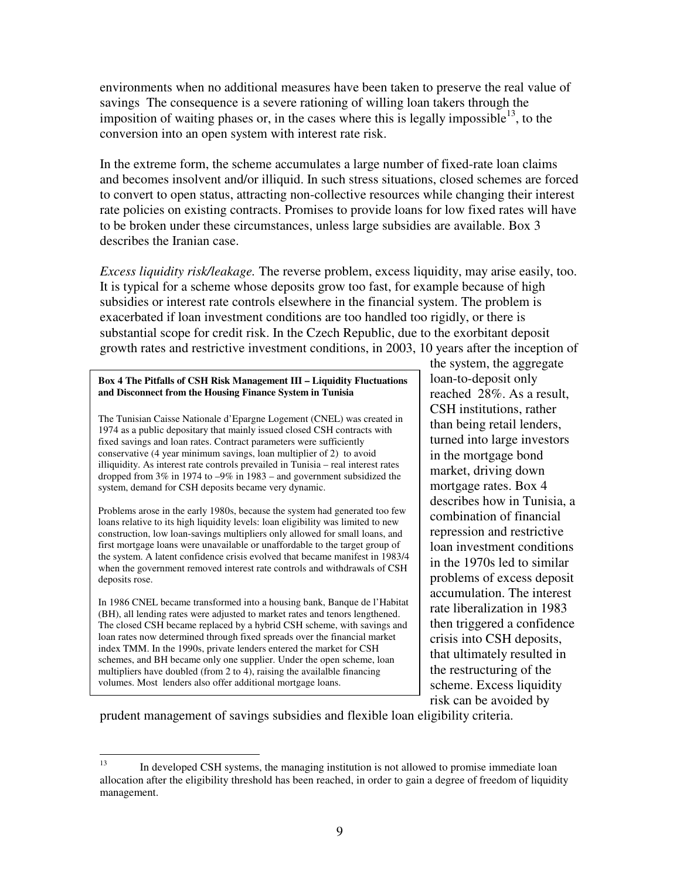environments when no additional measures have been taken to preserve the real value of savings  The consequence is a severe rationing of willing loan takers through the imposition of waiting phases or, in the cases where this is legally impossible[13], to the conversion into an open system with interest rate risk.

In the extreme form, the scheme accumulates a large number of fixed-rate loan claims and becomes insolvent and/or illiquid. In such stress situations, closed schemes are forced to convert to open status, attracting non-collective resources while changing their interest rate policies on existing contracts. Promises to provide loans for low fixed rates will have to be broken under these circumstances, unless large subsidies are available. Box 3 describes the Iranian case.

*Excess liquidity risk/leakage.* The reverse problem, excess liquidity, may arise easily, too. It is typical for a scheme whose deposits grow too fast, for example because of high subsidies or interest rate controls elsewhere in the financial system. The problem is exacerbated if loan investment conditions are too handled too rigidly, or there is substantial scope for credit risk. In the Czech Republic, due to the exorbitant deposit growth rates and restrictive investment conditions, in 2003, 10 years after the inception of the system, the aggregate loan-to-deposit only reached  28%. As a result, CSH institutions, rather than being retail lenders, turned into large investors in the mortgage bond market, driving down mortgage rates. Box 4 describes how in Tunisia, a combination of financial repression and restrictive loan investment conditions in the 1970s led to similar problems of excess deposit accumulation. The interest rate liberalization in 1983 then triggered a confidence crisis into CSH deposits, that ultimately resulted in the restructuring of the scheme. Excess liquidity risk can be avoided by prudent management of savings subsidies and flexible loan eligibility criteria.

**Box 4 The Pitfalls of CSH Risk Management III – Liquidity Fluctuations and Disconnect from the Housing Finance System in Tunisia**

The Tunisian Caisse Nationale d'Epargne Logement (CNEL) was created in 1974 as a public depositary that mainly issued closed CSH contracts with fixed savings and loan rates. Contract parameters were sufficiently conservative (4 year minimum savings, loan multiplier of 2)  to avoid illiquidity. As interest rate controls prevailed in Tunisia – real interest rates dropped from 3% in 1974 to –9% in 1983 – and government subsidized the system, demand for CSH deposits became very dynamic.

Problems arose in the early 1980s, because the system had generated too few loans relative to its high liquidity levels: loan eligibility was limited to new construction, low loan-savings multipliers only allowed for small loans, and first mortgage loans were unavailable or unaffordable to the target group of the system. A latent confidence crisis evolved that became manifest in 1983/4 when the government removed interest rate controls and withdrawals of CSH deposits rose.

In 1986 CNEL became transformed into a housing bank, Banque de l'Habitat (BH), all lending rates were adjusted to market rates and tenors lengthened. The closed CSH became replaced by a hybrid CSH scheme, with savings and loan rates now determined through fixed spreads over the financial market index TMM. In the 1990s, private lenders entered the market for CSH schemes, and BH became only one supplier. Under the open scheme, loan multipliers have doubled (from 2 to 4), raising the availalble financing volumes. Most  lenders also offer additional mortgage loans.

---

[13] In developed CSH systems, the managing institution is not allowed to promise immediate loan allocation after the eligibility threshold has been reached, in order to gain a degree of freedom of liquidity management.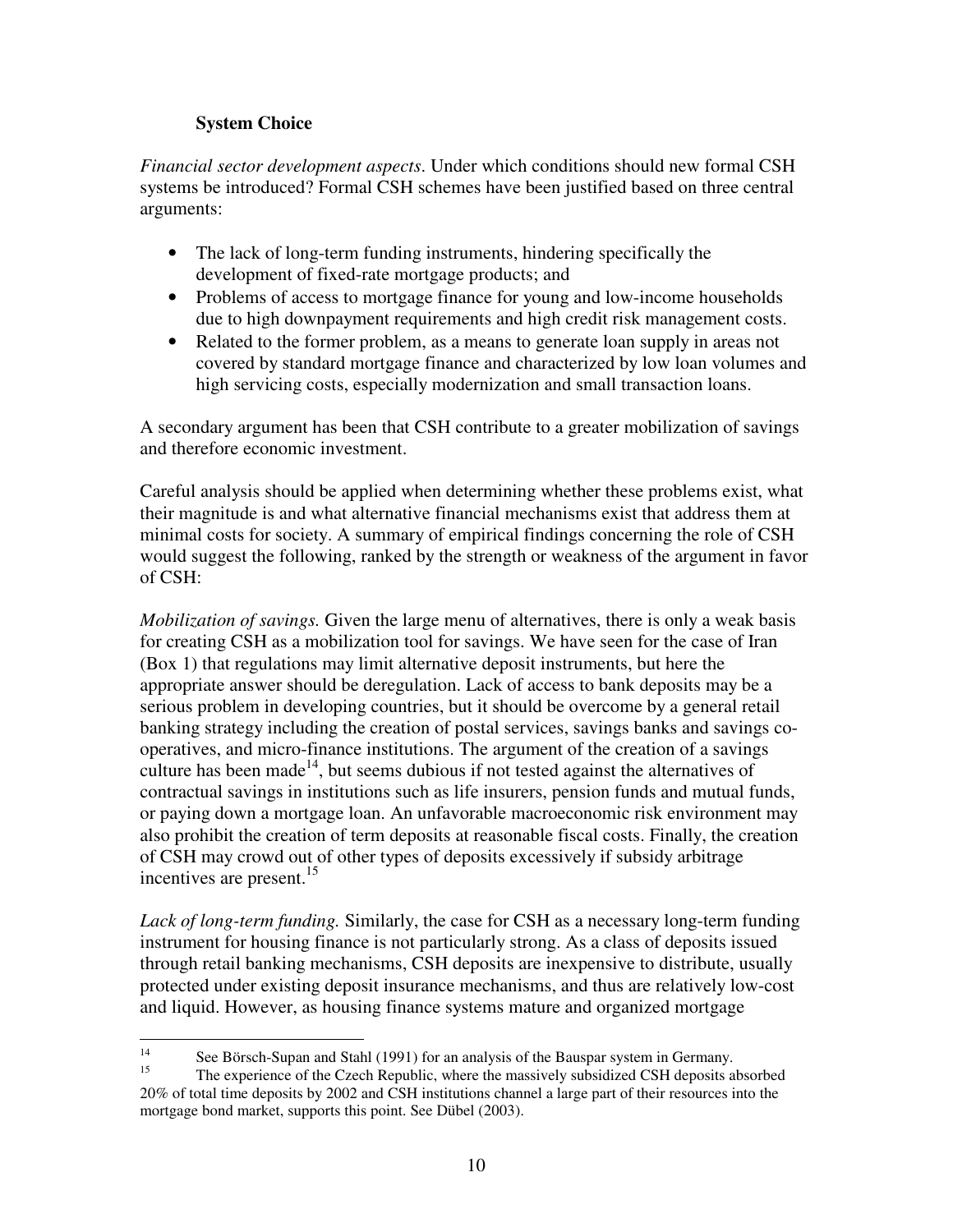### System Choice

*Financial sector development aspects*. Under which conditions should new formal CSH systems be introduced? Formal CSH schemes have been justified based on three central arguments:

- The lack of long-term funding instruments, hindering specifically the development of fixed-rate mortgage products; and
- Problems of access to mortgage finance for young and low-income households due to high downpayment requirements and high credit risk management costs.
- Related to the former problem, as a means to generate loan supply in areas not covered by standard mortgage finance and characterized by low loan volumes and high servicing costs, especially modernization and small transaction loans.

A secondary argument has been that CSH contribute to a greater mobilization of savings and therefore economic investment.

Careful analysis should be applied when determining whether these problems exist, what their magnitude is and what alternative financial mechanisms exist that address them at minimal costs for society. A summary of empirical findings concerning the role of CSH would suggest the following, ranked by the strength or weakness of the argument in favor of CSH:

*Mobilization of savings.* Given the large menu of alternatives, there is only a weak basis for creating CSH as a mobilization tool for savings. We have seen for the case of Iran (Box 1) that regulations may limit alternative deposit instruments, but here the appropriate answer should be deregulation. Lack of access to bank deposits may be a serious problem in developing countries, but it should be overcome by a general retail banking strategy including the creation of postal services, savings banks and savings co-operatives, and micro-finance institutions. The argument of the creation of a savings culture has been made[14], but seems dubious if not tested against the alternatives of contractual savings in institutions such as life insurers, pension funds and mutual funds, or paying down a mortgage loan. An unfavorable macroeconomic risk environment may also prohibit the creation of term deposits at reasonable fiscal costs. Finally, the creation of CSH may crowd out of other types of deposits excessively if subsidy arbitrage incentives are present.[15]

*Lack of long-term funding.* Similarly, the case for CSH as a necessary long-term funding instrument for housing finance is not particularly strong. As a class of deposits issued through retail banking mechanisms, CSH deposits are inexpensive to distribute, usually protected under existing deposit insurance mechanisms, and thus are relatively low-cost and liquid. However, as housing finance systems mature and organized mortgage

---

[14] See Börsch-Supan and Stahl (1991) for an analysis of the Bauspar system in Germany.

[15] The experience of the Czech Republic, where the massively subsidized CSH deposits absorbed 20% of total time deposits by 2002 and CSH institutions channel a large part of their resources into the mortgage bond market, supports this point. See Dübel (2003).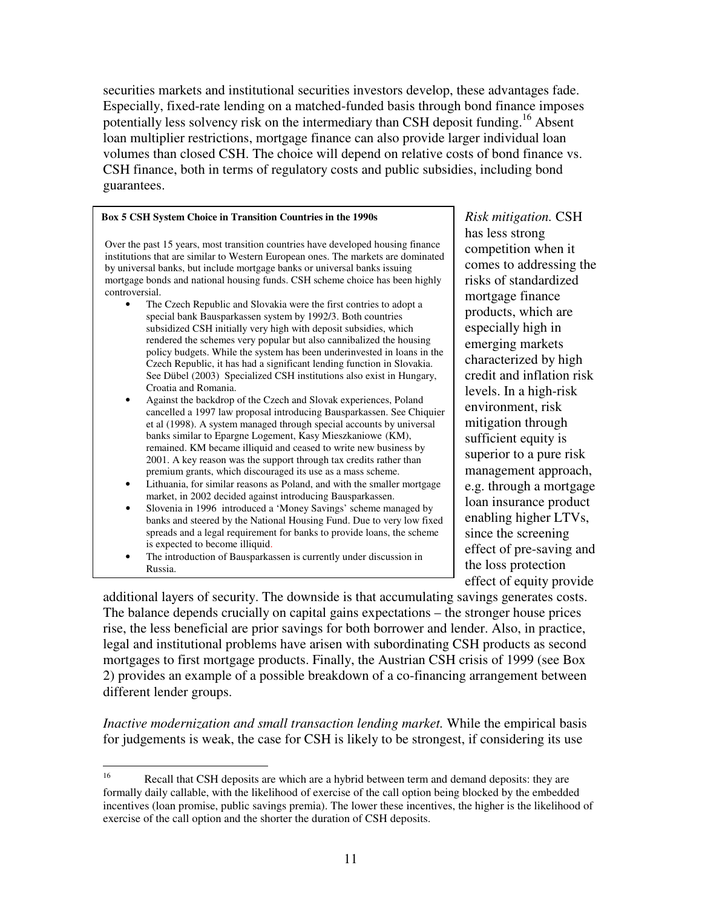securities markets and institutional securities investors develop, these advantages fade. Especially, fixed-rate lending on a matched-funded basis through bond finance imposes potentially less solvency risk on the intermediary than CSH deposit funding.[16] Absent loan multiplier restrictions, mortgage finance can also provide larger individual loan volumes than closed CSH. The choice will depend on relative costs of bond finance vs. CSH finance, both in terms of regulatory costs and public subsidies, including bond guarantees.

> **Box 5 CSH System Choice in Transition Countries in the 1990s**
>
> Over the past 15 years, most transition countries have developed housing finance institutions that are similar to Western European ones. The markets are dominated by universal banks, but include mortgage banks or universal banks issuing mortgage bonds and national housing funds. CSH scheme choice has been highly controversial.
>
> - The Czech Republic and Slovakia were the first contries to adopt a special bank Bausparkassen system by 1992/3. Both countries subsidized CSH initially very high with deposit subsidies, which rendered the schemes very popular but also cannibalized the housing policy budgets. While the system has been underinvested in loans in the Czech Republic, it has had a significant lending function in Slovakia. See Dübel (2003) Specialized CSH institutions also exist in Hungary, Croatia and Romania.
> - Against the backdrop of the Czech and Slovak experiences, Poland cancelled a 1997 law proposal introducing Bausparkassen. See Chiquier et al (1998). A system managed through special accounts by universal banks similar to Epargne Logement, Kasy Mieszkaniowe (KM), remained. KM became illiquid and ceased to write new business by 2001. A key reason was the support through tax credits rather than premium grants, which discouraged its use as a mass scheme.
> - Lithuania, for similar reasons as Poland, and with the smaller mortgage market, in 2002 decided against introducing Bausparkassen.
> - Slovenia in 1996 introduced a 'Money Savings' scheme managed by banks and steered by the National Housing Fund. Due to very low fixed spreads and a legal requirement for banks to provide loans, the scheme is expected to become illiquid.
> - The introduction of Bausparkassen is currently under discussion in Russia.

*Risk mitigation.* CSH has less strong competition when it comes to addressing the risks of standardized mortgage finance products, which are especially high in emerging markets characterized by high credit and inflation risk levels. In a high-risk environment, risk mitigation through sufficient equity is superior to a pure risk management approach, e.g. through a mortgage loan insurance product enabling higher LTVs, since the screening effect of pre-saving and the loss protection effect of equity provide additional layers of security. The downside is that accumulating savings generates costs. The balance depends crucially on capital gains expectations – the stronger house prices rise, the less beneficial are prior savings for both borrower and lender. Also, in practice, legal and institutional problems have arisen with subordinating CSH products as second mortgages to first mortgage products. Finally, the Austrian CSH crisis of 1999 (see Box 2) provides an example of a possible breakdown of a co-financing arrangement between different lender groups.

*Inactive modernization and small transaction lending market.* While the empirical basis for judgements is weak, the case for CSH is likely to be strongest, if considering its use

---

[16] Recall that CSH deposits are which are a hybrid between term and demand deposits: they are formally daily callable, with the likelihood of exercise of the call option being blocked by the embedded incentives (loan promise, public savings premia). The lower these incentives, the higher is the likelihood of exercise of the call option and the shorter the duration of CSH deposits.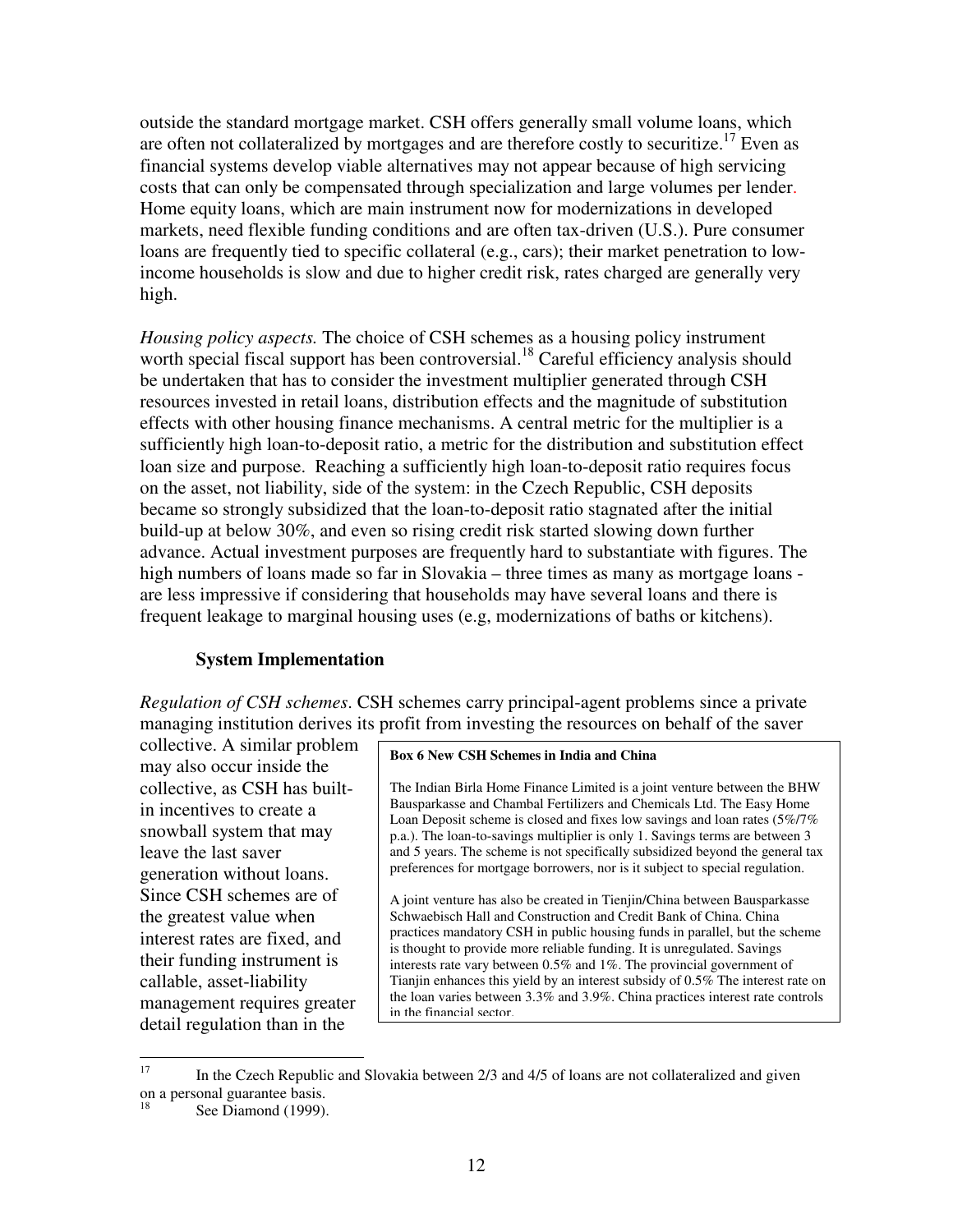outside the standard mortgage market. CSH offers generally small volume loans, which are often not collateralized by mortgages and are therefore costly to securitize.[17] Even as financial systems develop viable alternatives may not appear because of high servicing costs that can only be compensated through specialization and large volumes per lender. Home equity loans, which are main instrument now for modernizations in developed markets, need flexible funding conditions and are often tax-driven (U.S.). Pure consumer loans are frequently tied to specific collateral (e.g., cars); their market penetration to low-income households is slow and due to higher credit risk, rates charged are generally very high.

*Housing policy aspects.* The choice of CSH schemes as a housing policy instrument worth special fiscal support has been controversial.[18] Careful efficiency analysis should be undertaken that has to consider the investment multiplier generated through CSH resources invested in retail loans, distribution effects and the magnitude of substitution effects with other housing finance mechanisms. A central metric for the multiplier is a sufficiently high loan-to-deposit ratio, a metric for the distribution and substitution effect loan size and purpose. Reaching a sufficiently high loan-to-deposit ratio requires focus on the asset, not liability, side of the system: in the Czech Republic, CSH deposits became so strongly subsidized that the loan-to-deposit ratio stagnated after the initial build-up at below 30%, and even so rising credit risk started slowing down further advance. Actual investment purposes are frequently hard to substantiate with figures. The high numbers of loans made so far in Slovakia – three times as many as mortgage loans - are less impressive if considering that households may have several loans and there is frequent leakage to marginal housing uses (e.g, modernizations of baths or kitchens).

### System Implementation

*Regulation of CSH schemes*. CSH schemes carry principal-agent problems since a private managing institution derives its profit from investing the resources on behalf of the saver collective. A similar problem may also occur inside the collective, as CSH has built-in incentives to create a snowball system that may leave the last saver generation without loans. Since CSH schemes are of the greatest value when interest rates are fixed, and their funding instrument is callable, asset-liability management requires greater detail regulation than in the

> **Box 6 New CSH Schemes in India and China**
>
> The Indian Birla Home Finance Limited is a joint venture between the BHW Bausparkasse and Chambal Fertilizers and Chemicals Ltd. The Easy Home Loan Deposit scheme is closed and fixes low savings and loan rates (5%/7% p.a.). The loan-to-savings multiplier is only 1. Savings terms are between 3 and 5 years. The scheme is not specifically subsidized beyond the general tax preferences for mortgage borrowers, nor is it subject to special regulation.
>
> A joint venture has also be created in Tienjin/China between Bausparkasse Schwaebisch Hall and Construction and Credit Bank of China. China practices mandatory CSH in public housing funds in parallel, but the scheme is thought to provide more reliable funding. It is unregulated. Savings interests rate vary between 0.5% and 1%. The provincial government of Tianjin enhances this yield by an interest subsidy of 0.5% The interest rate on the loan varies between 3.3% and 3.9%. China practices interest rate controls in the financial sector.

---

[17] In the Czech Republic and Slovakia between 2/3 and 4/5 of loans are not collateralized and given on a personal guarantee basis.

[18] See Diamond (1999).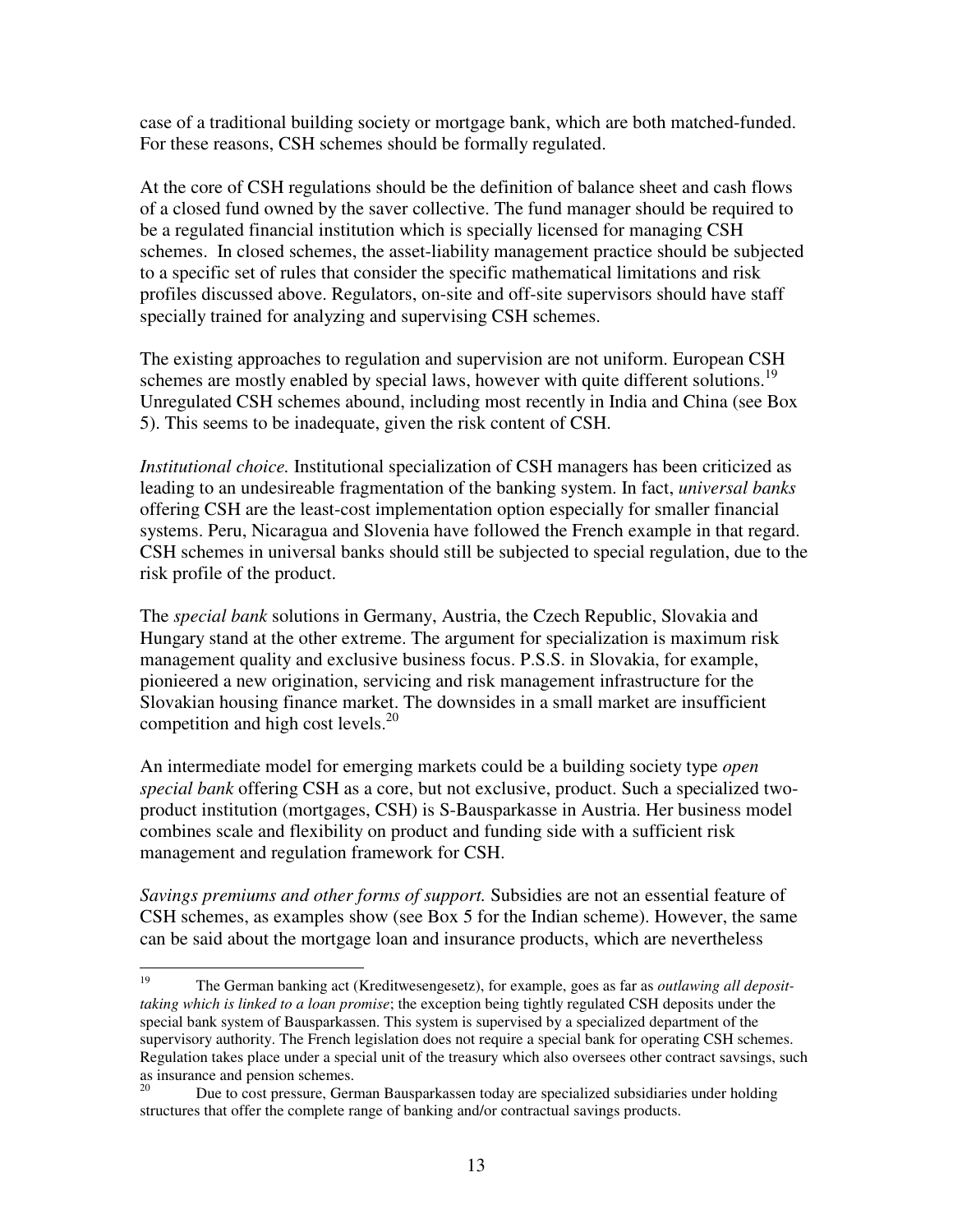case of a traditional building society or mortgage bank, which are both matched-funded. For these reasons, CSH schemes should be formally regulated.

At the core of CSH regulations should be the definition of balance sheet and cash flows of a closed fund owned by the saver collective. The fund manager should be required to be a regulated financial institution which is specially licensed for managing CSH schemes. In closed schemes, the asset-liability management practice should be subjected to a specific set of rules that consider the specific mathematical limitations and risk profiles discussed above. Regulators, on-site and off-site supervisors should have staff specially trained for analyzing and supervising CSH schemes.

The existing approaches to regulation and supervision are not uniform. European CSH schemes are mostly enabled by special laws, however with quite different solutions.[19] Unregulated CSH schemes abound, including most recently in India and China (see Box 5). This seems to be inadequate, given the risk content of CSH.

*Institutional choice.* Institutional specialization of CSH managers has been criticized as leading to an undesireable fragmentation of the banking system. In fact, *universal banks* offering CSH are the least-cost implementation option especially for smaller financial systems. Peru, Nicaragua and Slovenia have followed the French example in that regard. CSH schemes in universal banks should still be subjected to special regulation, due to the risk profile of the product.

The *special bank* solutions in Germany, Austria, the Czech Republic, Slovakia and Hungary stand at the other extreme. The argument for specialization is maximum risk management quality and exclusive business focus. P.S.S. in Slovakia, for example, pionieered a new origination, servicing and risk management infrastructure for the Slovakian housing finance market. The downsides in a small market are insufficient competition and high cost levels.[20]

An intermediate model for emerging markets could be a building society type *open special bank* offering CSH as a core, but not exclusive, product. Such a specialized two-product institution (mortgages, CSH) is S-Bausparkasse in Austria. Her business model combines scale and flexibility on product and funding side with a sufficient risk management and regulation framework for CSH.

*Savings premiums and other forms of support.* Subsidies are not an essential feature of CSH schemes, as examples show (see Box 5 for the Indian scheme). However, the same can be said about the mortgage loan and insurance products, which are nevertheless

---

[19] The German banking act (Kreditwesengesetz), for example, goes as far as *outlawing all deposit-taking which is linked to a loan promise*; the exception being tightly regulated CSH deposits under the special bank system of Bausparkassen. This system is supervised by a specialized department of the supervisory authority. The French legislation does not require a special bank for operating CSH schemes. Regulation takes place under a special unit of the treasury which also oversees other contract savsings, such as insurance and pension schemes.

[20] Due to cost pressure, German Bausparkassen today are specialized subsidiaries under holding structures that offer the complete range of banking and/or contractual savings products.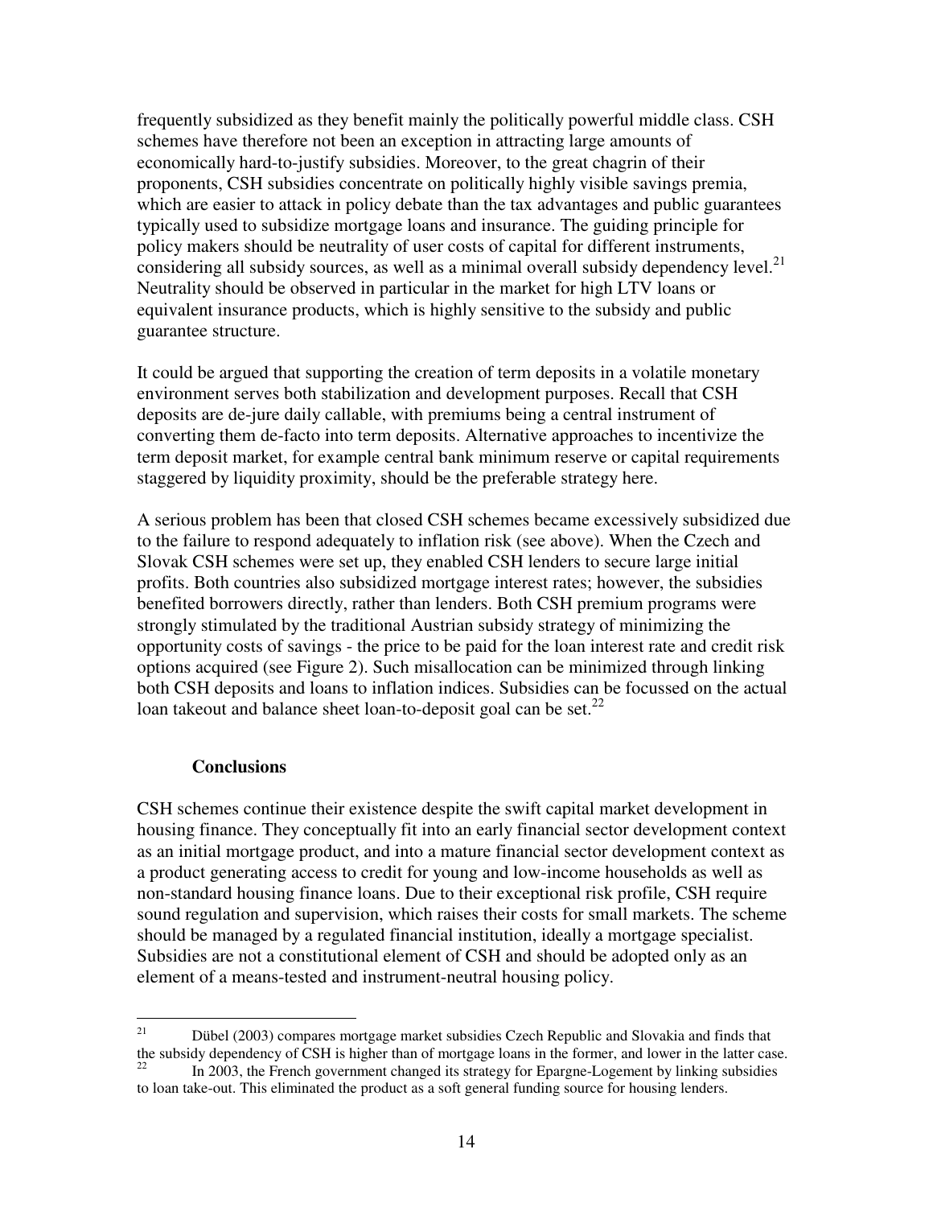frequently subsidized as they benefit mainly the politically powerful middle class. CSH schemes have therefore not been an exception in attracting large amounts of economically hard-to-justify subsidies. Moreover, to the great chagrin of their proponents, CSH subsidies concentrate on politically highly visible savings premia, which are easier to attack in policy debate than the tax advantages and public guarantees typically used to subsidize mortgage loans and insurance. The guiding principle for policy makers should be neutrality of user costs of capital for different instruments, considering all subsidy sources, as well as a minimal overall subsidy dependency level.[21] Neutrality should be observed in particular in the market for high LTV loans or equivalent insurance products, which is highly sensitive to the subsidy and public guarantee structure.

It could be argued that supporting the creation of term deposits in a volatile monetary environment serves both stabilization and development purposes. Recall that CSH deposits are de-jure daily callable, with premiums being a central instrument of converting them de-facto into term deposits. Alternative approaches to incentivize the term deposit market, for example central bank minimum reserve or capital requirements staggered by liquidity proximity, should be the preferable strategy here.

A serious problem has been that closed CSH schemes became excessively subsidized due to the failure to respond adequately to inflation risk (see above). When the Czech and Slovak CSH schemes were set up, they enabled CSH lenders to secure large initial profits. Both countries also subsidized mortgage interest rates; however, the subsidies benefited borrowers directly, rather than lenders. Both CSH premium programs were strongly stimulated by the traditional Austrian subsidy strategy of minimizing the opportunity costs of savings - the price to be paid for the loan interest rate and credit risk options acquired (see Figure 2). Such misallocation can be minimized through linking both CSH deposits and loans to inflation indices. Subsidies can be focussed on the actual loan takeout and balance sheet loan-to-deposit goal can be set.[22]

**Conclusions**

CSH schemes continue their existence despite the swift capital market development in housing finance. They conceptually fit into an early financial sector development context as an initial mortgage product, and into a mature financial sector development context as a product generating access to credit for young and low-income households as well as non-standard housing finance loans. Due to their exceptional risk profile, CSH require sound regulation and supervision, which raises their costs for small markets. The scheme should be managed by a regulated financial institution, ideally a mortgage specialist. Subsidies are not a constitutional element of CSH and should be adopted only as an element of a means-tested and instrument-neutral housing policy.

---

[21] Dübel (2003) compares mortgage market subsidies Czech Republic and Slovakia and finds that the subsidy dependency of CSH is higher than of mortgage loans in the former, and lower in the latter case.

[22] In 2003, the French government changed its strategy for Epargne-Logement by linking subsidies to loan take-out. This eliminated the product as a soft general funding source for housing lenders.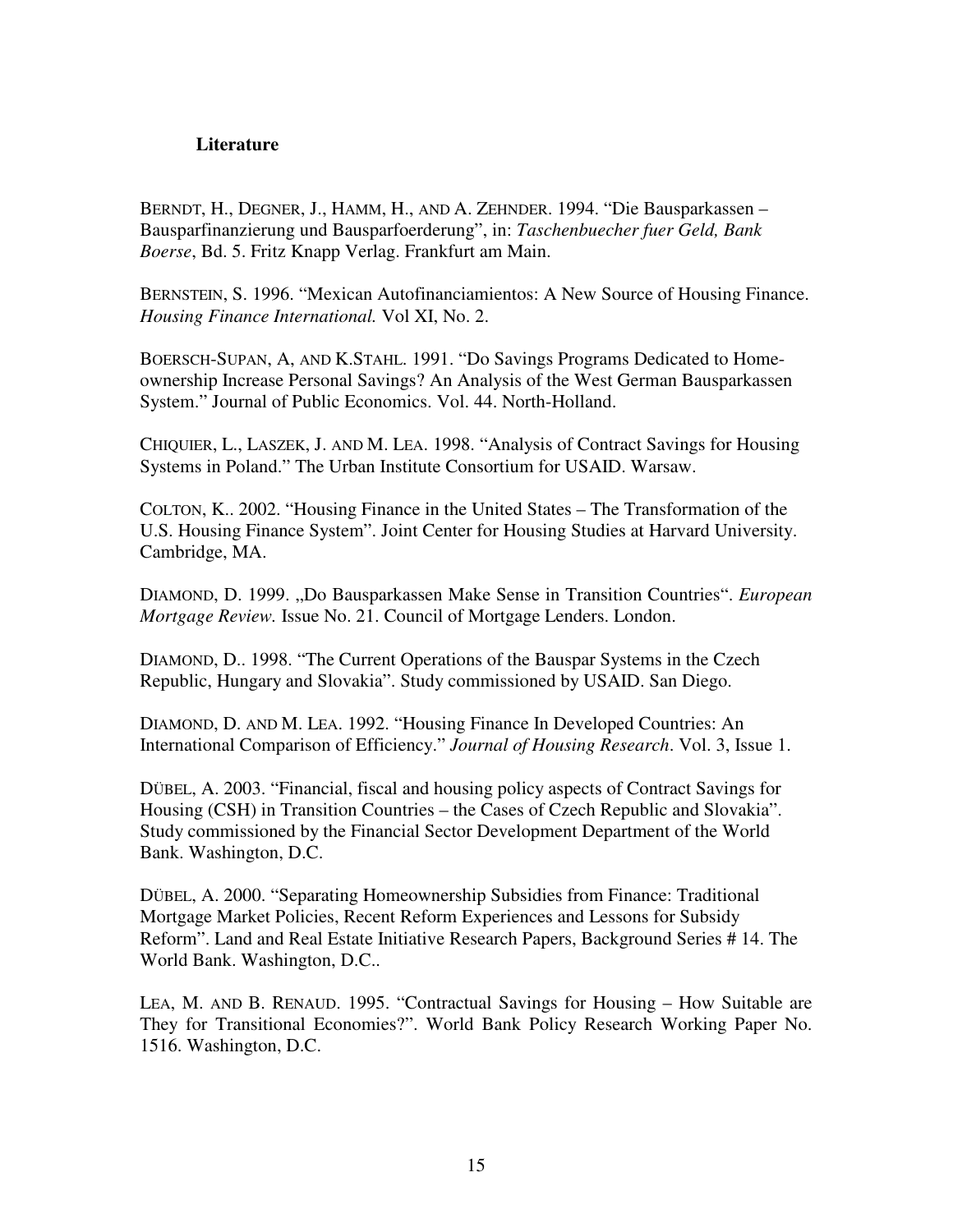**Literature**

BERNDT, H., DEGNER, J., HAMM, H., AND A. ZEHNDER. 1994. "Die Bausparkassen – Bausparfinanzierung und Bausparfoerderung", in: *Taschenbuecher fuer Geld, Bank Boerse*, Bd. 5. Fritz Knapp Verlag. Frankfurt am Main.

BERNSTEIN, S. 1996. "Mexican Autofinanciamientos: A New Source of Housing Finance. *Housing Finance International.* Vol XI, No. 2.

BOERSCH-SUPAN, A, AND K.STAHL. 1991. "Do Savings Programs Dedicated to Home-ownership Increase Personal Savings? An Analysis of the West German Bausparkassen System." Journal of Public Economics. Vol. 44. North-Holland.

CHIQUIER, L., LASZEK, J. AND M. LEA. 1998. "Analysis of Contract Savings for Housing Systems in Poland." The Urban Institute Consortium for USAID. Warsaw.

COLTON, K.. 2002. "Housing Finance in the United States – The Transformation of the U.S. Housing Finance System". Joint Center for Housing Studies at Harvard University. Cambridge, MA.

DIAMOND, D. 1999. „Do Bausparkassen Make Sense in Transition Countries". *European Mortgage Review.* Issue No. 21. Council of Mortgage Lenders. London.

DIAMOND, D.. 1998. "The Current Operations of the Bauspar Systems in the Czech Republic, Hungary and Slovakia". Study commissioned by USAID. San Diego.

DIAMOND, D. AND M. LEA. 1992. "Housing Finance In Developed Countries: An International Comparison of Efficiency." *Journal of Housing Research*. Vol. 3, Issue 1.

DÜBEL, A. 2003. "Financial, fiscal and housing policy aspects of Contract Savings for Housing (CSH) in Transition Countries – the Cases of Czech Republic and Slovakia". Study commissioned by the Financial Sector Development Department of the World Bank. Washington, D.C.

DÜBEL, A. 2000. "Separating Homeownership Subsidies from Finance: Traditional Mortgage Market Policies, Recent Reform Experiences and Lessons for Subsidy Reform". Land and Real Estate Initiative Research Papers, Background Series # 14. The World Bank. Washington, D.C..

LEA, M. AND B. RENAUD. 1995. "Contractual Savings for Housing – How Suitable are They for Transitional Economies?". World Bank Policy Research Working Paper No. 1516. Washington, D.C.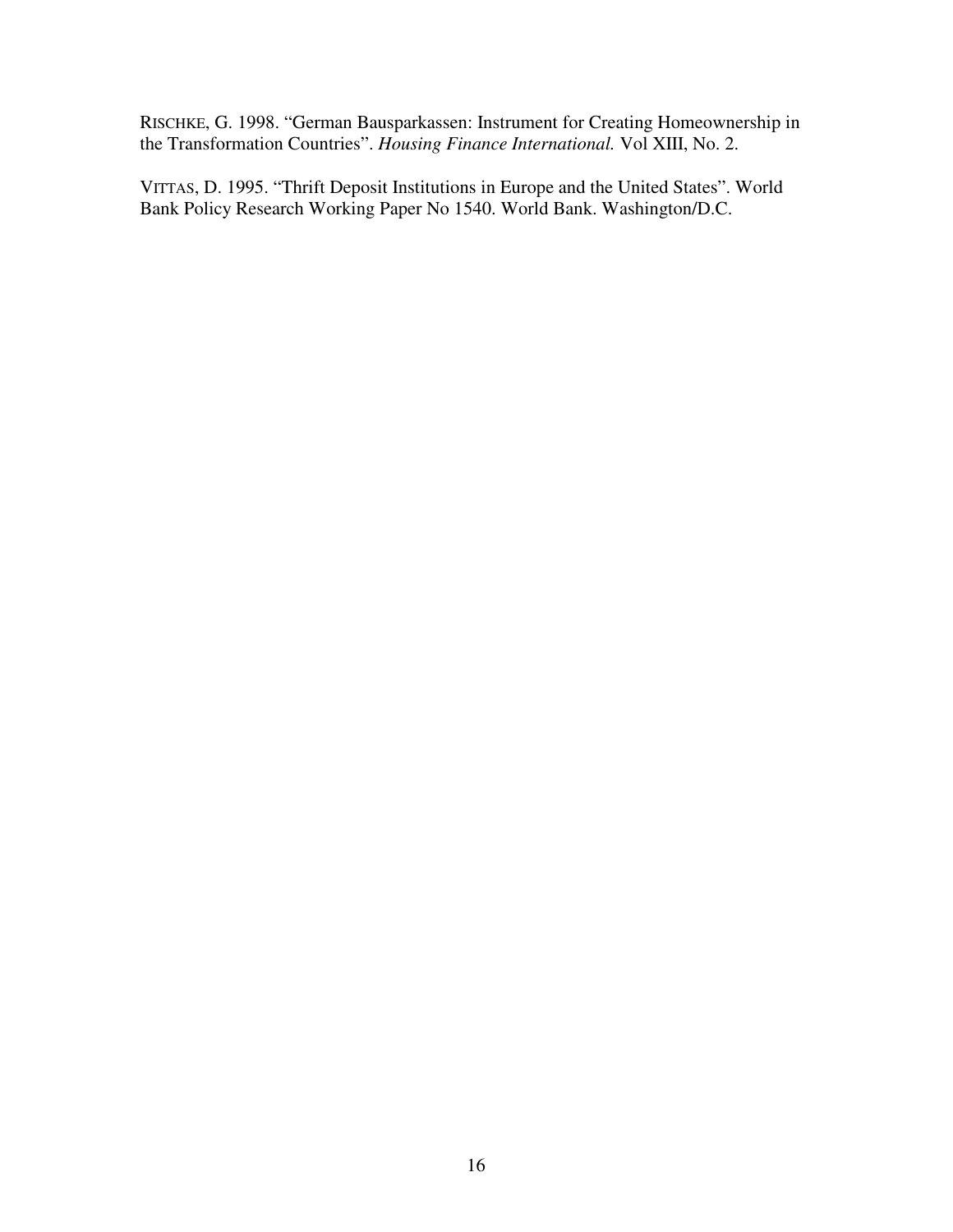RISCHKE, G. 1998. “German Bausparkassen: Instrument for Creating Homeownership in the Transformation Countries”. *Housing Finance International.* Vol XIII, No. 2.

VITTAS, D. 1995. “Thrift Deposit Institutions in Europe and the United States”. World Bank Policy Research Working Paper No 1540. World Bank. Washington/D.C.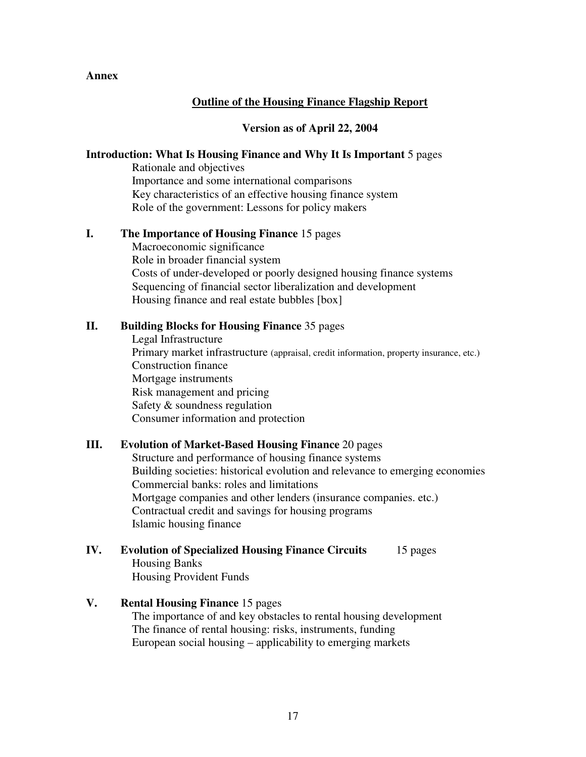**Annex**

## Outline of the Housing Finance Flagship Report

**Version as of April 22, 2004**

**Introduction: What Is Housing Finance and Why It Is Important** 5 pages
- Rationale and objectives
- Importance and some international comparisons
- Key characteristics of an effective housing finance system
- Role of the government: Lessons for policy makers

**I. The Importance of Housing Finance** 15 pages
- Macroeconomic significance
- Role in broader financial system
- Costs of under-developed or poorly designed housing finance systems
- Sequencing of financial sector liberalization and development
- Housing finance and real estate bubbles [box]

**II. Building Blocks for Housing Finance** 35 pages
- Legal Infrastructure
- Primary market infrastructure (appraisal, credit information, property insurance, etc.)
- Construction finance
- Mortgage instruments
- Risk management and pricing
- Safety & soundness regulation
- Consumer information and protection

**III. Evolution of Market-Based Housing Finance** 20 pages
- Structure and performance of housing finance systems
- Building societies: historical evolution and relevance to emerging economies
- Commercial banks: roles and limitations
- Mortgage companies and other lenders (insurance companies. etc.)
- Contractual credit and savings for housing programs
- Islamic housing finance

**IV. Evolution of Specialized Housing Finance Circuits** 15 pages
- Housing Banks
- Housing Provident Funds

**V. Rental Housing Finance** 15 pages
- The importance of and key obstacles to rental housing development
- The finance of rental housing: risks, instruments, funding
- European social housing – applicability to emerging markets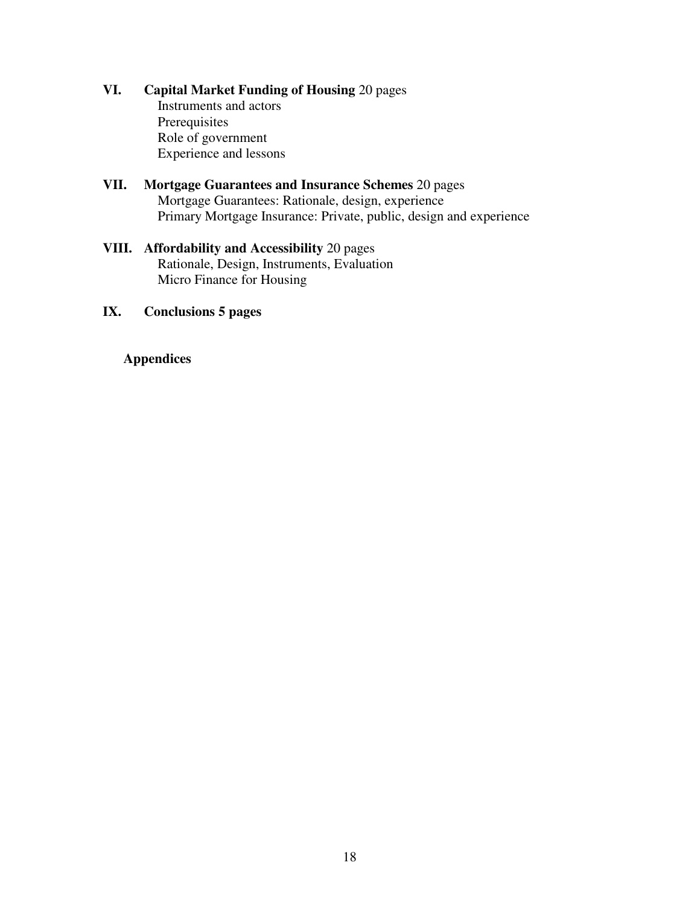**VI. Capital Market Funding of Housing** 20 pages
- Instruments and actors
- Prerequisites
- Role of government
- Experience and lessons

**VII. Mortgage Guarantees and Insurance Schemes** 20 pages
- Mortgage Guarantees: Rationale, design, experience
- Primary Mortgage Insurance: Private, public, design and experience

**VIII. Affordability and Accessibility** 20 pages
- Rationale, Design, Instruments, Evaluation
- Micro Finance for Housing

**IX. Conclusions 5 pages**

**Appendices**